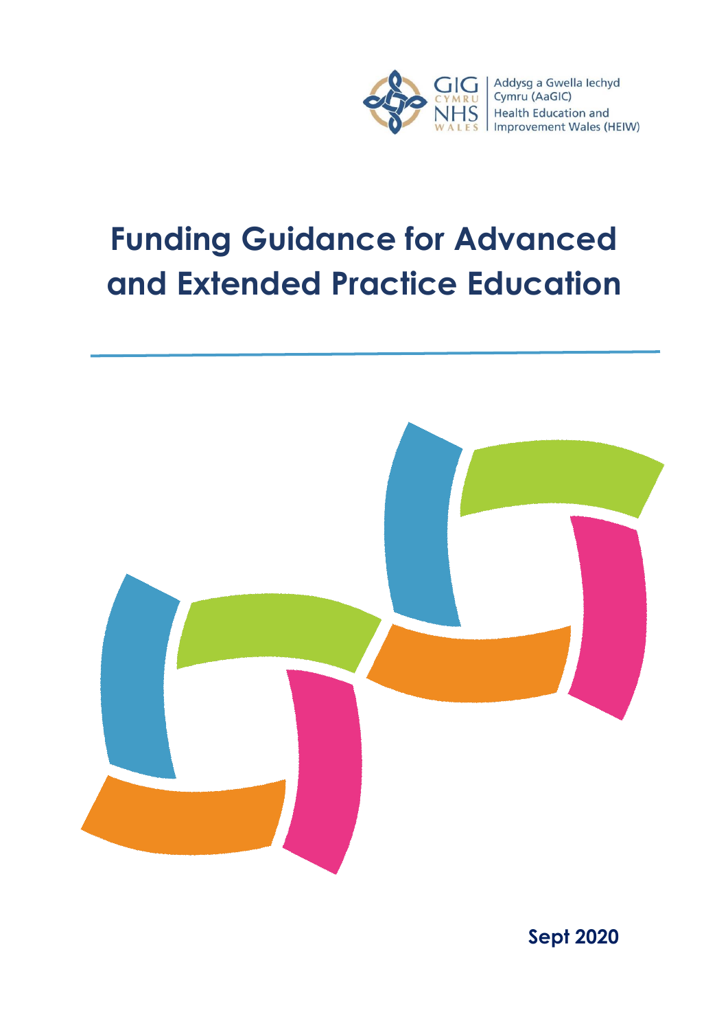GIG CYMRU NHS WALES | Addysg a Gwella Iechyd Cymru (AaGIC) Health Education and Improvement Wales (HEIW)

# Funding Guidance for Advanced and Extended Practice Education

**Sept 2020**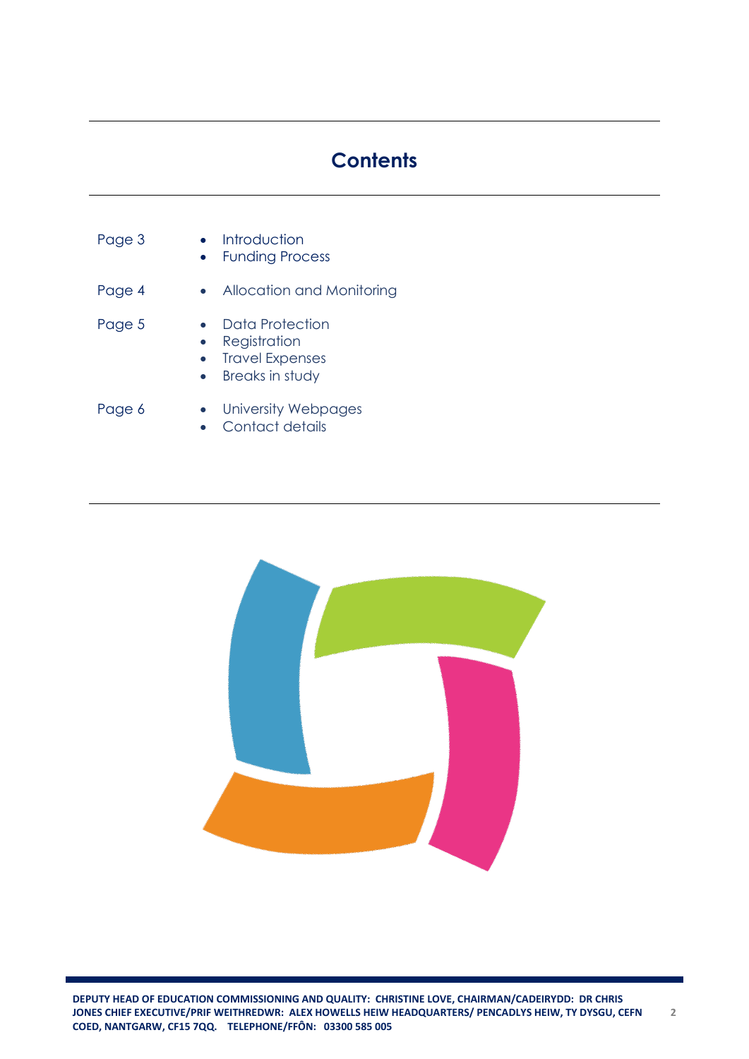# Contents

Page 3
- Introduction
- Funding Process

Page 4
- Allocation and Monitoring

Page 5
- Data Protection
- Registration
- Travel Expenses
- Breaks in study

Page 6
- University Webpages
- Contact details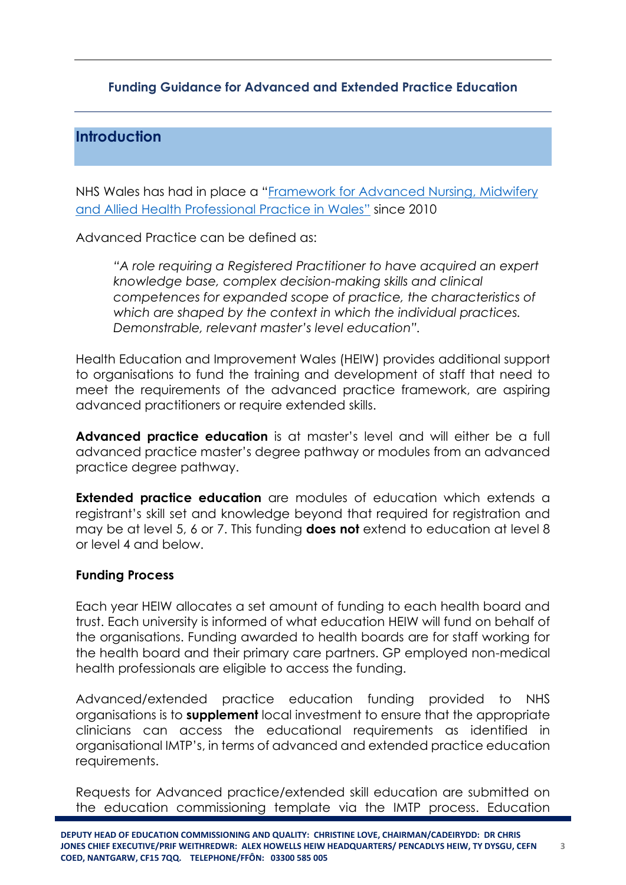**Funding Guidance for Advanced and Extended Practice Education**

## Introduction

NHS Wales has had in place a "Framework for Advanced Nursing, Midwifery and Allied Health Professional Practice in Wales" since 2010

Advanced Practice can be defined as:

> *"A role requiring a Registered Practitioner to have acquired an expert knowledge base, complex decision-making skills and clinical competences for expanded scope of practice, the characteristics of which are shaped by the context in which the individual practices. Demonstrable, relevant master's level education".*

Health Education and Improvement Wales (HEIW) provides additional support to organisations to fund the training and development of staff that need to meet the requirements of the advanced practice framework, are aspiring advanced practitioners or require extended skills.

**Advanced practice education** is at master's level and will either be a full advanced practice master's degree pathway or modules from an advanced practice degree pathway.

**Extended practice education** are modules of education which extends a registrant's skill set and knowledge beyond that required for registration and may be at level 5, 6 or 7. This funding **does not** extend to education at level 8 or level 4 and below.

### Funding Process

Each year HEIW allocates a set amount of funding to each health board and trust. Each university is informed of what education HEIW will fund on behalf of the organisations. Funding awarded to health boards are for staff working for the health board and their primary care partners. GP employed non-medical health professionals are eligible to access the funding.

Advanced/extended practice education funding provided to NHS organisations is to **supplement** local investment to ensure that the appropriate clinicians can access the educational requirements as identified in organisational IMTP's, in terms of advanced and extended practice education requirements.

Requests for Advanced practice/extended skill education are submitted on the education commissioning template via the IMTP process. Education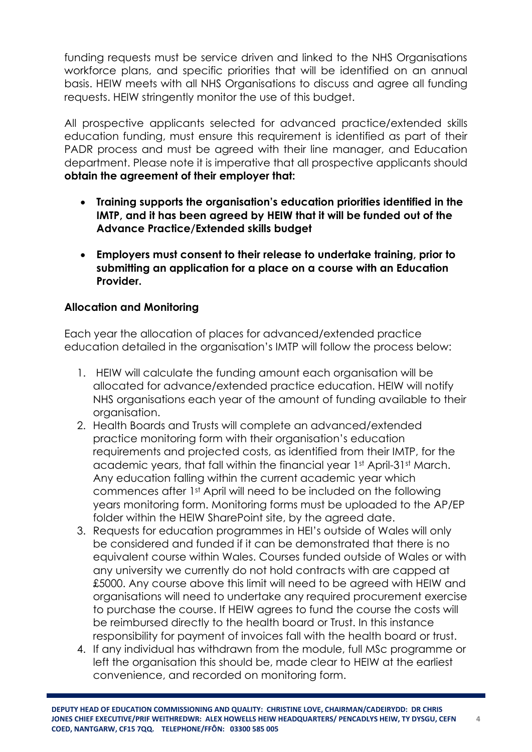funding requests must be service driven and linked to the NHS Organisations workforce plans, and specific priorities that will be identified on an annual basis. HEIW meets with all NHS Organisations to discuss and agree all funding requests. HEIW stringently monitor the use of this budget.

All prospective applicants selected for advanced practice/extended skills education funding, must ensure this requirement is identified as part of their PADR process and must be agreed with their line manager, and Education department. Please note it is imperative that all prospective applicants should **obtain the agreement of their employer that:**

- **Training supports the organisation's education priorities identified in the IMTP, and it has been agreed by HEIW that it will be funded out of the Advance Practice/Extended skills budget**
- **Employers must consent to their release to undertake training, prior to submitting an application for a place on a course with an Education Provider.**

**Allocation and Monitoring**

Each year the allocation of places for advanced/extended practice education detailed in the organisation's IMTP will follow the process below:

1. HEIW will calculate the funding amount each organisation will be allocated for advance/extended practice education. HEIW will notify NHS organisations each year of the amount of funding available to their organisation.
2. Health Boards and Trusts will complete an advanced/extended practice monitoring form with their organisation's education requirements and projected costs, as identified from their IMTP, for the academic years, that fall within the financial year 1st April-31st March. Any education falling within the current academic year which commences after 1st April will need to be included on the following years monitoring form. Monitoring forms must be uploaded to the AP/EP folder within the HEIW SharePoint site, by the agreed date.
3. Requests for education programmes in HEI's outside of Wales will only be considered and funded if it can be demonstrated that there is no equivalent course within Wales. Courses funded outside of Wales or with any university we currently do not hold contracts with are capped at £5000. Any course above this limit will need to be agreed with HEIW and organisations will need to undertake any required procurement exercise to purchase the course. If HEIW agrees to fund the course the costs will be reimbursed directly to the health board or Trust. In this instance responsibility for payment of invoices fall with the health board or trust.
4. If any individual has withdrawn from the module, full MSc programme or left the organisation this should be, made clear to HEIW at the earliest convenience, and recorded on monitoring form.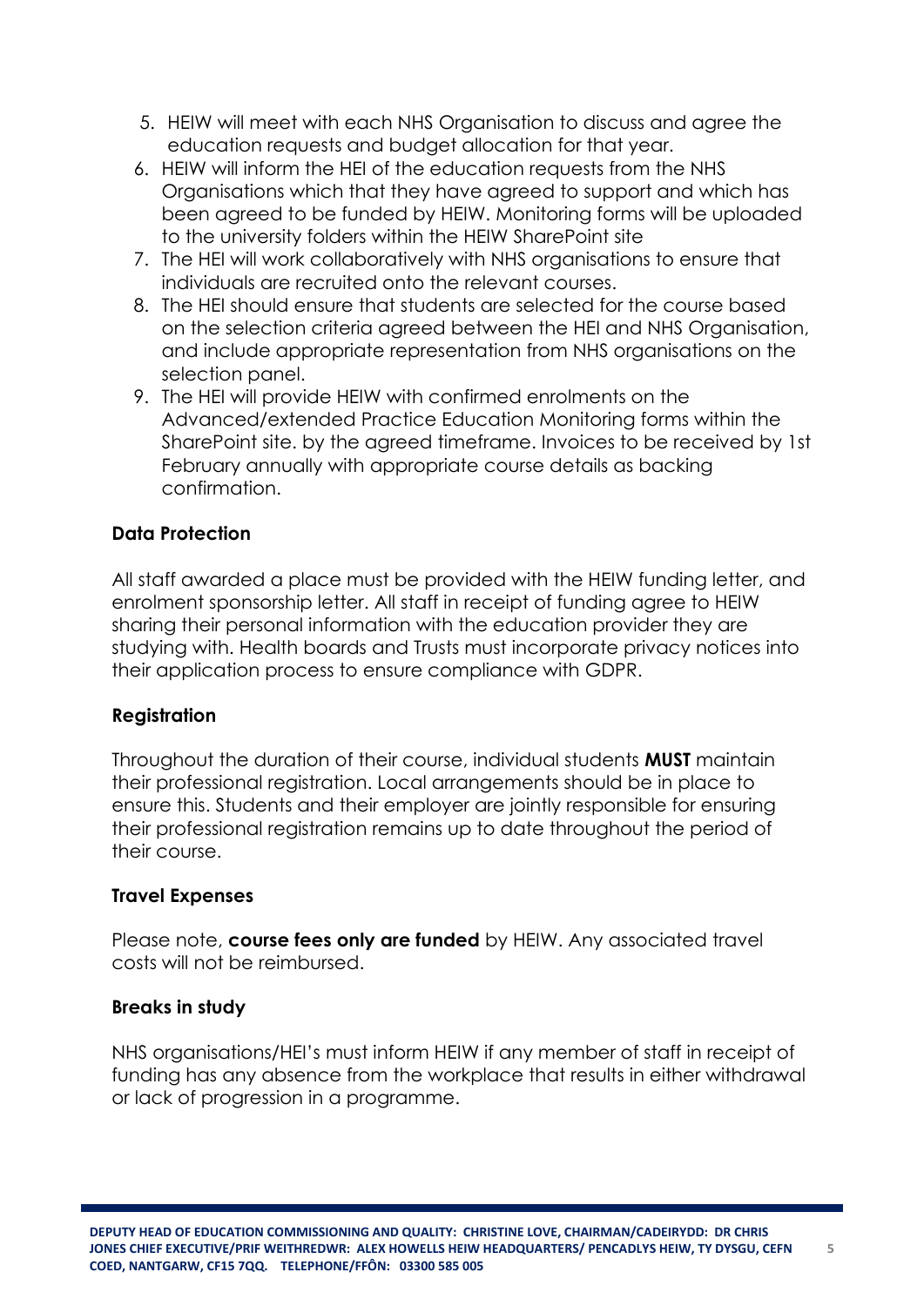5. HEIW will meet with each NHS Organisation to discuss and agree the education requests and budget allocation for that year.
6. HEIW will inform the HEI of the education requests from the NHS Organisations which that they have agreed to support and which has been agreed to be funded by HEIW. Monitoring forms will be uploaded to the university folders within the HEIW SharePoint site
7. The HEI will work collaboratively with NHS organisations to ensure that individuals are recruited onto the relevant courses.
8. The HEI should ensure that students are selected for the course based on the selection criteria agreed between the HEI and NHS Organisation, and include appropriate representation from NHS organisations on the selection panel.
9. The HEI will provide HEIW with confirmed enrolments on the Advanced/extended Practice Education Monitoring forms within the SharePoint site. by the agreed timeframe. Invoices to be received by 1st February annually with appropriate course details as backing confirmation.

**Data Protection**

All staff awarded a place must be provided with the HEIW funding letter, and enrolment sponsorship letter. All staff in receipt of funding agree to HEIW sharing their personal information with the education provider they are studying with. Health boards and Trusts must incorporate privacy notices into their application process to ensure compliance with GDPR.

**Registration**

Throughout the duration of their course, individual students **MUST** maintain their professional registration. Local arrangements should be in place to ensure this. Students and their employer are jointly responsible for ensuring their professional registration remains up to date throughout the period of their course.

**Travel Expenses**

Please note, **course fees only are funded** by HEIW. Any associated travel costs will not be reimbursed.

**Breaks in study**

NHS organisations/HEI's must inform HEIW if any member of staff in receipt of funding has any absence from the workplace that results in either withdrawal or lack of progression in a programme.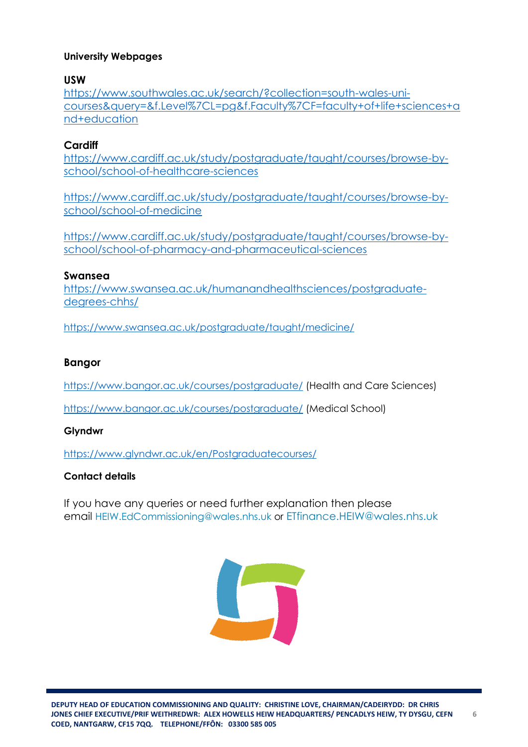**University Webpages**

**USW**
https://www.southwales.ac.uk/search/?collection=south-wales-uni-courses&query=&f.Level%7CL=pg&f.Faculty%7CF=faculty+of+life+sciences+and+education

**Cardiff**
https://www.cardiff.ac.uk/study/postgraduate/taught/courses/browse-by-school/school-of-healthcare-sciences

https://www.cardiff.ac.uk/study/postgraduate/taught/courses/browse-by-school/school-of-medicine

https://www.cardiff.ac.uk/study/postgraduate/taught/courses/browse-by-school/school-of-pharmacy-and-pharmaceutical-sciences

**Swansea**
https://www.swansea.ac.uk/humanandhealthsciences/postgraduate-degrees-chhs/

https://www.swansea.ac.uk/postgraduate/taught/medicine/

**Bangor**

https://www.bangor.ac.uk/courses/postgraduate/ (Health and Care Sciences)

https://www.bangor.ac.uk/courses/postgraduate/ (Medical School)

**Glyndwr**

https://www.glyndwr.ac.uk/en/Postgraduatecourses/

**Contact details**

If you have any queries or need further explanation then please email HEIW.EdCommissioning@wales.nhs.uk or ETfinance.HEIW@wales.nhs.uk

DEPUTY HEAD OF EDUCATION COMMISSIONING AND QUALITY: CHRISTINE LOVE, CHAIRMAN/CADEIRYDD: DR CHRIS JONES CHIEF EXECUTIVE/PRIF WEITHREDWR: ALEX HOWELLS HEIW HEADQUARTERS/ PENCADLYS HEIW, TY DYSGU, CEFN COED, NANTGARW, CF15 7QQ. TELEPHONE/FFÔN: 03300 585 005